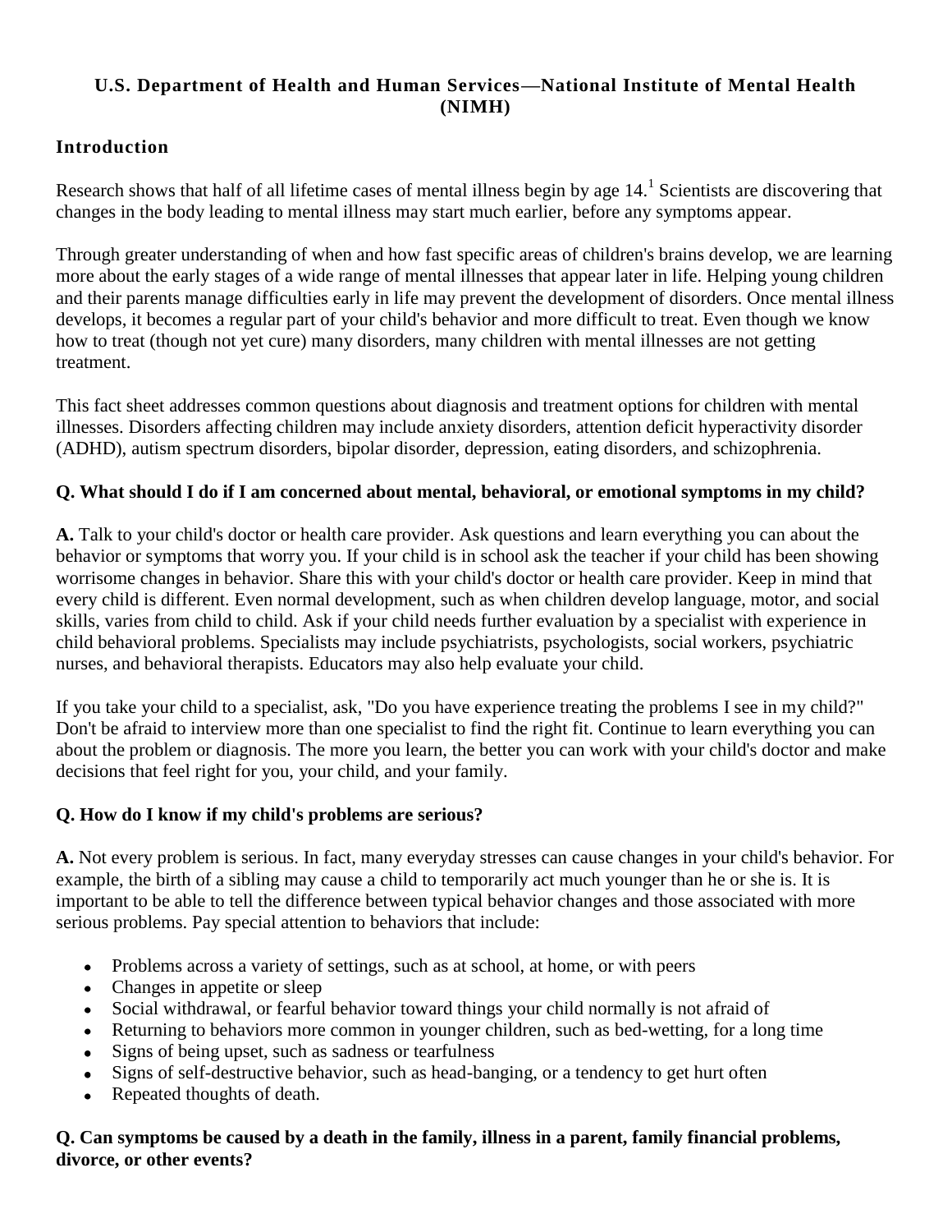# U.S. Department of Health and Human Services—National Institute of Mental Health (NIMH)

## Introduction

Research shows that half of all lifetime cases of mental illness begin by age 14.[1] Scientists are discovering that changes in the body leading to mental illness may start much earlier, before any symptoms appear.

Through greater understanding of when and how fast specific areas of children's brains develop, we are learning more about the early stages of a wide range of mental illnesses that appear later in life. Helping young children and their parents manage difficulties early in life may prevent the development of disorders. Once mental illness develops, it becomes a regular part of your child's behavior and more difficult to treat. Even though we know how to treat (though not yet cure) many disorders, many children with mental illnesses are not getting treatment.

This fact sheet addresses common questions about diagnosis and treatment options for children with mental illnesses. Disorders affecting children may include anxiety disorders, attention deficit hyperactivity disorder (ADHD), autism spectrum disorders, bipolar disorder, depression, eating disorders, and schizophrenia.

### Q. What should I do if I am concerned about mental, behavioral, or emotional symptoms in my child?

**A.** Talk to your child's doctor or health care provider. Ask questions and learn everything you can about the behavior or symptoms that worry you. If your child is in school ask the teacher if your child has been showing worrisome changes in behavior. Share this with your child's doctor or health care provider. Keep in mind that every child is different. Even normal development, such as when children develop language, motor, and social skills, varies from child to child. Ask if your child needs further evaluation by a specialist with experience in child behavioral problems. Specialists may include psychiatrists, psychologists, social workers, psychiatric nurses, and behavioral therapists. Educators may also help evaluate your child.

If you take your child to a specialist, ask, "Do you have experience treating the problems I see in my child?" Don't be afraid to interview more than one specialist to find the right fit. Continue to learn everything you can about the problem or diagnosis. The more you learn, the better you can work with your child's doctor and make decisions that feel right for you, your child, and your family.

### Q. How do I know if my child's problems are serious?

**A.** Not every problem is serious. In fact, many everyday stresses can cause changes in your child's behavior. For example, the birth of a sibling may cause a child to temporarily act much younger than he or she is. It is important to be able to tell the difference between typical behavior changes and those associated with more serious problems. Pay special attention to behaviors that include:

- Problems across a variety of settings, such as at school, at home, or with peers
- Changes in appetite or sleep
- Social withdrawal, or fearful behavior toward things your child normally is not afraid of
- Returning to behaviors more common in younger children, such as bed-wetting, for a long time
- Signs of being upset, such as sadness or tearfulness
- Signs of self-destructive behavior, such as head-banging, or a tendency to get hurt often
- Repeated thoughts of death.

### Q. Can symptoms be caused by a death in the family, illness in a parent, family financial problems, divorce, or other events?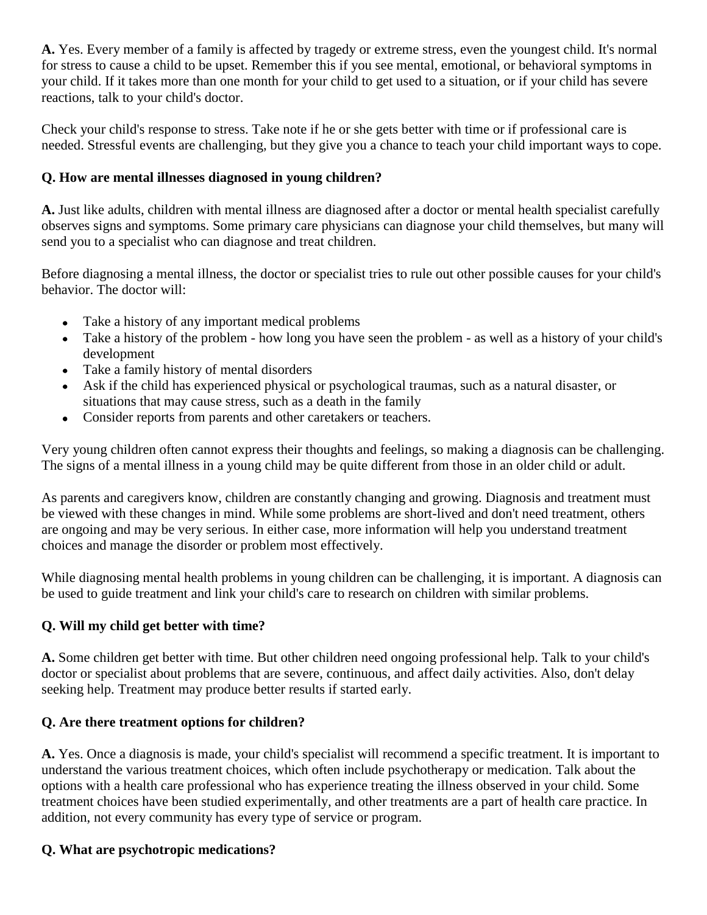**A.** Yes. Every member of a family is affected by tragedy or extreme stress, even the youngest child. It's normal for stress to cause a child to be upset. Remember this if you see mental, emotional, or behavioral symptoms in your child. If it takes more than one month for your child to get used to a situation, or if your child has severe reactions, talk to your child's doctor.

Check your child's response to stress. Take note if he or she gets better with time or if professional care is needed. Stressful events are challenging, but they give you a chance to teach your child important ways to cope.

**Q. How are mental illnesses diagnosed in young children?**

**A.** Just like adults, children with mental illness are diagnosed after a doctor or mental health specialist carefully observes signs and symptoms. Some primary care physicians can diagnose your child themselves, but many will send you to a specialist who can diagnose and treat children.

Before diagnosing a mental illness, the doctor or specialist tries to rule out other possible causes for your child's behavior. The doctor will:

- Take a history of any important medical problems
- Take a history of the problem - how long you have seen the problem - as well as a history of your child's development
- Take a family history of mental disorders
- Ask if the child has experienced physical or psychological traumas, such as a natural disaster, or situations that may cause stress, such as a death in the family
- Consider reports from parents and other caretakers or teachers.

Very young children often cannot express their thoughts and feelings, so making a diagnosis can be challenging. The signs of a mental illness in a young child may be quite different from those in an older child or adult.

As parents and caregivers know, children are constantly changing and growing. Diagnosis and treatment must be viewed with these changes in mind. While some problems are short-lived and don't need treatment, others are ongoing and may be very serious. In either case, more information will help you understand treatment choices and manage the disorder or problem most effectively.

While diagnosing mental health problems in young children can be challenging, it is important. A diagnosis can be used to guide treatment and link your child's care to research on children with similar problems.

**Q. Will my child get better with time?**

**A.** Some children get better with time. But other children need ongoing professional help. Talk to your child's doctor or specialist about problems that are severe, continuous, and affect daily activities. Also, don't delay seeking help. Treatment may produce better results if started early.

**Q. Are there treatment options for children?**

**A.** Yes. Once a diagnosis is made, your child's specialist will recommend a specific treatment. It is important to understand the various treatment choices, which often include psychotherapy or medication. Talk about the options with a health care professional who has experience treating the illness observed in your child. Some treatment choices have been studied experimentally, and other treatments are a part of health care practice. In addition, not every community has every type of service or program.

**Q. What are psychotropic medications?**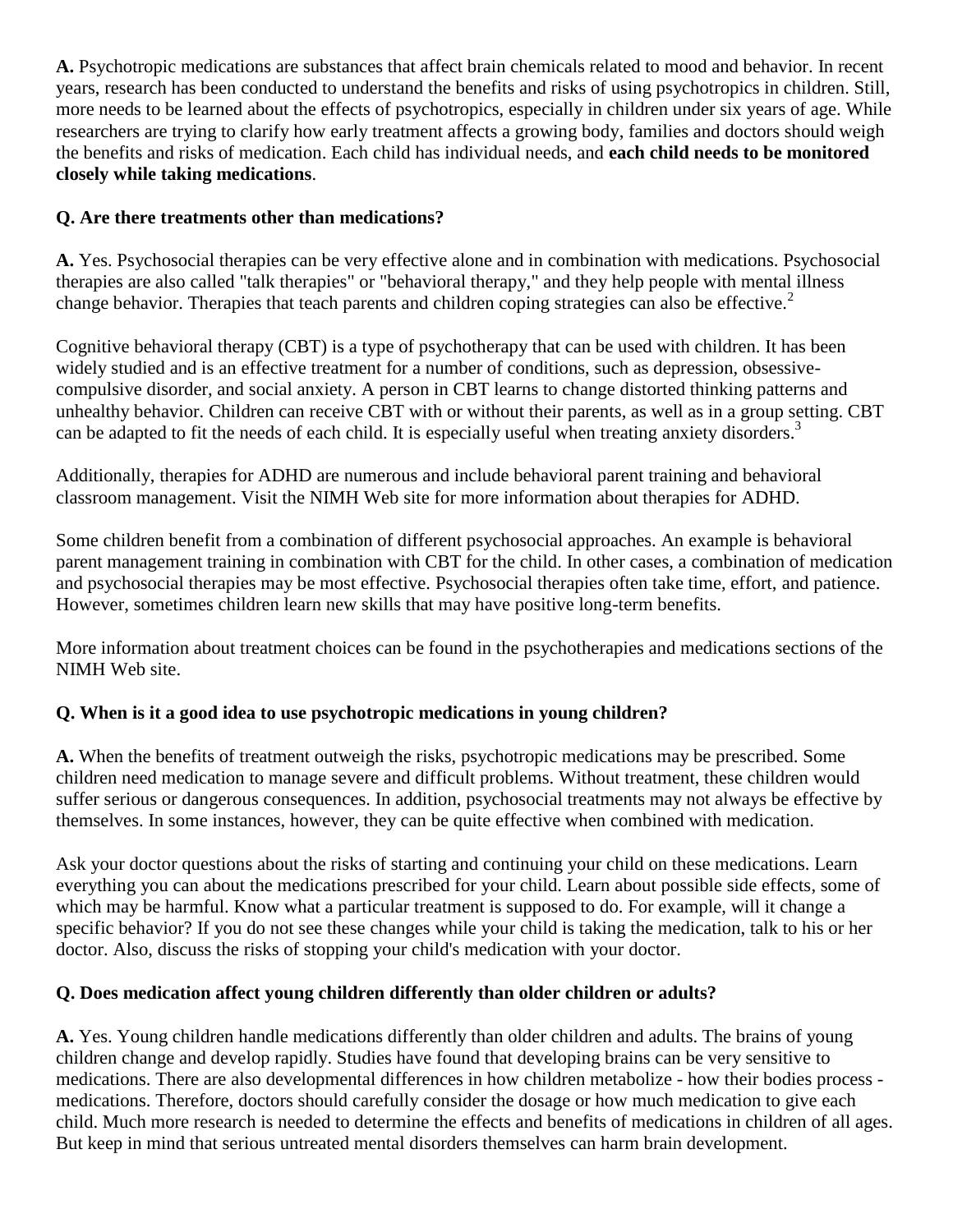**A.** Psychotropic medications are substances that affect brain chemicals related to mood and behavior. In recent years, research has been conducted to understand the benefits and risks of using psychotropics in children. Still, more needs to be learned about the effects of psychotropics, especially in children under six years of age. While researchers are trying to clarify how early treatment affects a growing body, families and doctors should weigh the benefits and risks of medication. Each child has individual needs, and **each child needs to be monitored closely while taking medications**.

**Q. Are there treatments other than medications?**

**A.** Yes. Psychosocial therapies can be very effective alone and in combination with medications. Psychosocial therapies are also called "talk therapies" or "behavioral therapy," and they help people with mental illness change behavior. Therapies that teach parents and children coping strategies can also be effective.[2]

Cognitive behavioral therapy (CBT) is a type of psychotherapy that can be used with children. It has been widely studied and is an effective treatment for a number of conditions, such as depression, obsessive-compulsive disorder, and social anxiety. A person in CBT learns to change distorted thinking patterns and unhealthy behavior. Children can receive CBT with or without their parents, as well as in a group setting. CBT can be adapted to fit the needs of each child. It is especially useful when treating anxiety disorders.[3]

Additionally, therapies for ADHD are numerous and include behavioral parent training and behavioral classroom management. Visit the NIMH Web site for more information about therapies for ADHD.

Some children benefit from a combination of different psychosocial approaches. An example is behavioral parent management training in combination with CBT for the child. In other cases, a combination of medication and psychosocial therapies may be most effective. Psychosocial therapies often take time, effort, and patience. However, sometimes children learn new skills that may have positive long-term benefits.

More information about treatment choices can be found in the psychotherapies and medications sections of the NIMH Web site.

**Q. When is it a good idea to use psychotropic medications in young children?**

**A.** When the benefits of treatment outweigh the risks, psychotropic medications may be prescribed. Some children need medication to manage severe and difficult problems. Without treatment, these children would suffer serious or dangerous consequences. In addition, psychosocial treatments may not always be effective by themselves. In some instances, however, they can be quite effective when combined with medication.

Ask your doctor questions about the risks of starting and continuing your child on these medications. Learn everything you can about the medications prescribed for your child. Learn about possible side effects, some of which may be harmful. Know what a particular treatment is supposed to do. For example, will it change a specific behavior? If you do not see these changes while your child is taking the medication, talk to his or her doctor. Also, discuss the risks of stopping your child's medication with your doctor.

**Q. Does medication affect young children differently than older children or adults?**

**A.** Yes. Young children handle medications differently than older children and adults. The brains of young children change and develop rapidly. Studies have found that developing brains can be very sensitive to medications. There are also developmental differences in how children metabolize - how their bodies process - medications. Therefore, doctors should carefully consider the dosage or how much medication to give each child. Much more research is needed to determine the effects and benefits of medications in children of all ages. But keep in mind that serious untreated mental disorders themselves can harm brain development.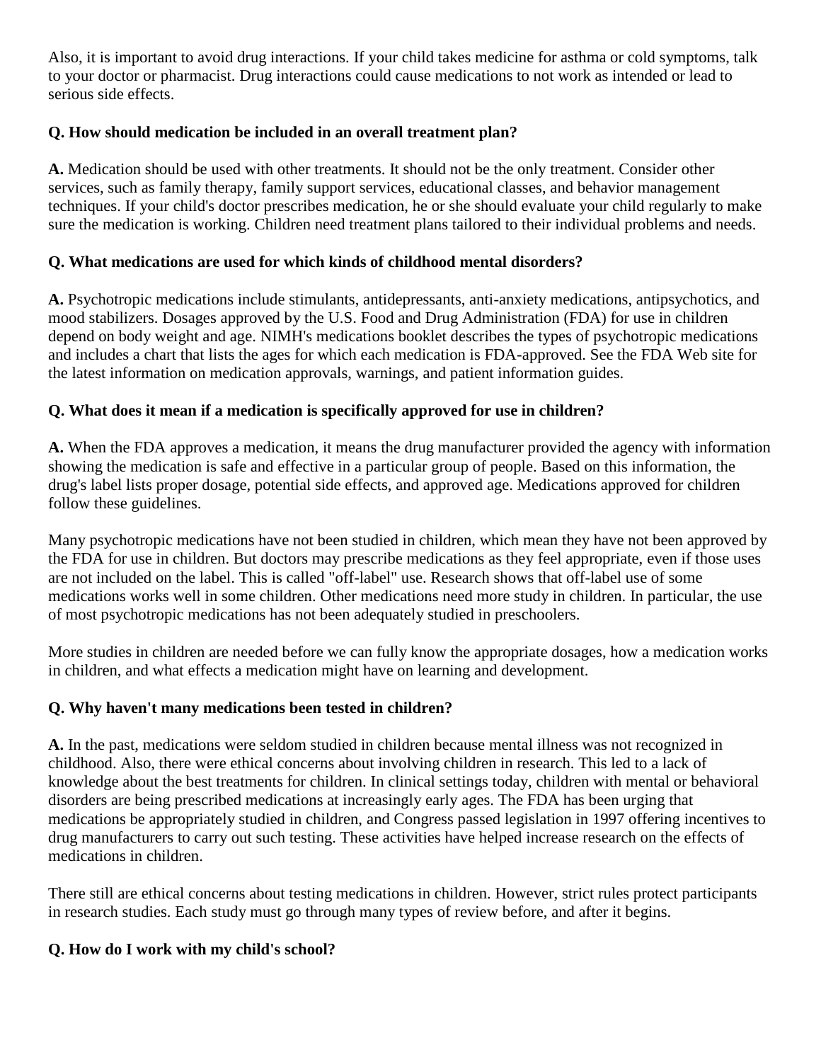Also, it is important to avoid drug interactions. If your child takes medicine for asthma or cold symptoms, talk to your doctor or pharmacist. Drug interactions could cause medications to not work as intended or lead to serious side effects.

**Q. How should medication be included in an overall treatment plan?**

**A.** Medication should be used with other treatments. It should not be the only treatment. Consider other services, such as family therapy, family support services, educational classes, and behavior management techniques. If your child's doctor prescribes medication, he or she should evaluate your child regularly to make sure the medication is working. Children need treatment plans tailored to their individual problems and needs.

**Q. What medications are used for which kinds of childhood mental disorders?**

**A.** Psychotropic medications include stimulants, antidepressants, anti-anxiety medications, antipsychotics, and mood stabilizers. Dosages approved by the U.S. Food and Drug Administration (FDA) for use in children depend on body weight and age. NIMH's medications booklet describes the types of psychotropic medications and includes a chart that lists the ages for which each medication is FDA-approved. See the FDA Web site for the latest information on medication approvals, warnings, and patient information guides.

**Q. What does it mean if a medication is specifically approved for use in children?**

**A.** When the FDA approves a medication, it means the drug manufacturer provided the agency with information showing the medication is safe and effective in a particular group of people. Based on this information, the drug's label lists proper dosage, potential side effects, and approved age. Medications approved for children follow these guidelines.

Many psychotropic medications have not been studied in children, which mean they have not been approved by the FDA for use in children. But doctors may prescribe medications as they feel appropriate, even if those uses are not included on the label. This is called "off-label" use. Research shows that off-label use of some medications works well in some children. Other medications need more study in children. In particular, the use of most psychotropic medications has not been adequately studied in preschoolers.

More studies in children are needed before we can fully know the appropriate dosages, how a medication works in children, and what effects a medication might have on learning and development.

**Q. Why haven't many medications been tested in children?**

**A.** In the past, medications were seldom studied in children because mental illness was not recognized in childhood. Also, there were ethical concerns about involving children in research. This led to a lack of knowledge about the best treatments for children. In clinical settings today, children with mental or behavioral disorders are being prescribed medications at increasingly early ages. The FDA has been urging that medications be appropriately studied in children, and Congress passed legislation in 1997 offering incentives to drug manufacturers to carry out such testing. These activities have helped increase research on the effects of medications in children.

There still are ethical concerns about testing medications in children. However, strict rules protect participants in research studies. Each study must go through many types of review before, and after it begins.

**Q. How do I work with my child's school?**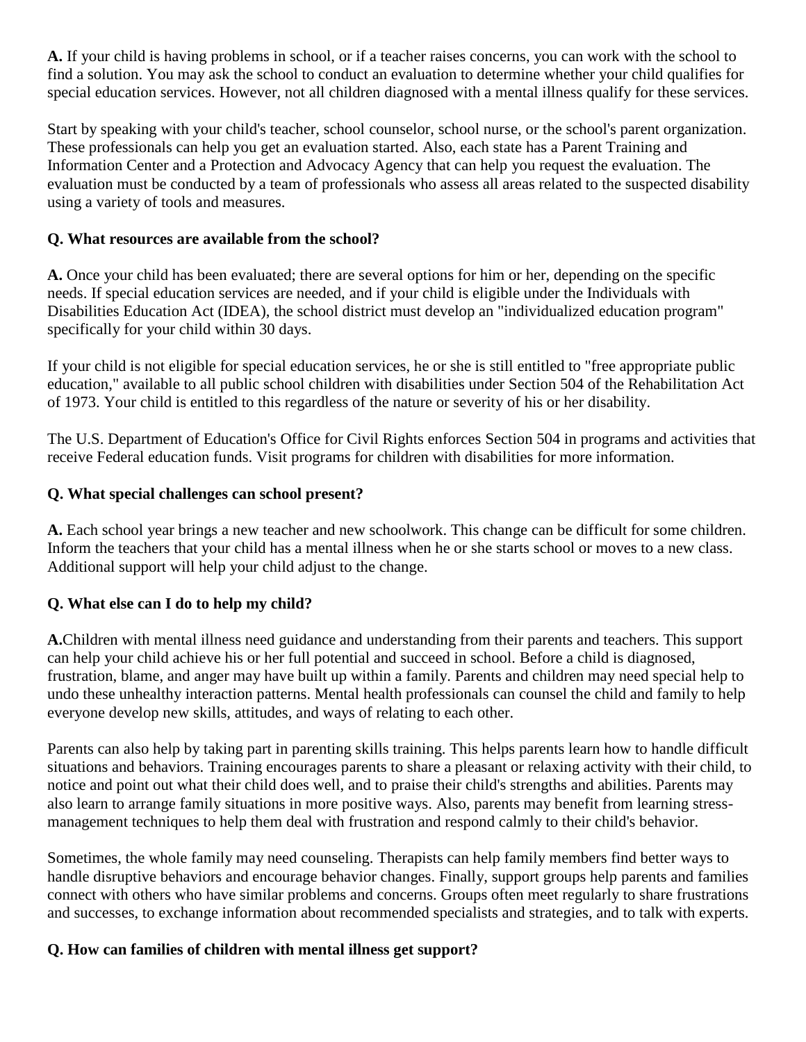**A.** If your child is having problems in school, or if a teacher raises concerns, you can work with the school to find a solution. You may ask the school to conduct an evaluation to determine whether your child qualifies for special education services. However, not all children diagnosed with a mental illness qualify for these services.

Start by speaking with your child's teacher, school counselor, school nurse, or the school's parent organization. These professionals can help you get an evaluation started. Also, each state has a Parent Training and Information Center and a Protection and Advocacy Agency that can help you request the evaluation. The evaluation must be conducted by a team of professionals who assess all areas related to the suspected disability using a variety of tools and measures.

**Q. What resources are available from the school?**

**A.** Once your child has been evaluated; there are several options for him or her, depending on the specific needs. If special education services are needed, and if your child is eligible under the Individuals with Disabilities Education Act (IDEA), the school district must develop an "individualized education program" specifically for your child within 30 days.

If your child is not eligible for special education services, he or she is still entitled to "free appropriate public education," available to all public school children with disabilities under Section 504 of the Rehabilitation Act of 1973. Your child is entitled to this regardless of the nature or severity of his or her disability.

The U.S. Department of Education's Office for Civil Rights enforces Section 504 in programs and activities that receive Federal education funds. Visit programs for children with disabilities for more information.

**Q. What special challenges can school present?**

**A.** Each school year brings a new teacher and new schoolwork. This change can be difficult for some children. Inform the teachers that your child has a mental illness when he or she starts school or moves to a new class. Additional support will help your child adjust to the change.

**Q. What else can I do to help my child?**

**A.**Children with mental illness need guidance and understanding from their parents and teachers. This support can help your child achieve his or her full potential and succeed in school. Before a child is diagnosed, frustration, blame, and anger may have built up within a family. Parents and children may need special help to undo these unhealthy interaction patterns. Mental health professionals can counsel the child and family to help everyone develop new skills, attitudes, and ways of relating to each other.

Parents can also help by taking part in parenting skills training. This helps parents learn how to handle difficult situations and behaviors. Training encourages parents to share a pleasant or relaxing activity with their child, to notice and point out what their child does well, and to praise their child's strengths and abilities. Parents may also learn to arrange family situations in more positive ways. Also, parents may benefit from learning stress-management techniques to help them deal with frustration and respond calmly to their child's behavior.

Sometimes, the whole family may need counseling. Therapists can help family members find better ways to handle disruptive behaviors and encourage behavior changes. Finally, support groups help parents and families connect with others who have similar problems and concerns. Groups often meet regularly to share frustrations and successes, to exchange information about recommended specialists and strategies, and to talk with experts.

**Q. How can families of children with mental illness get support?**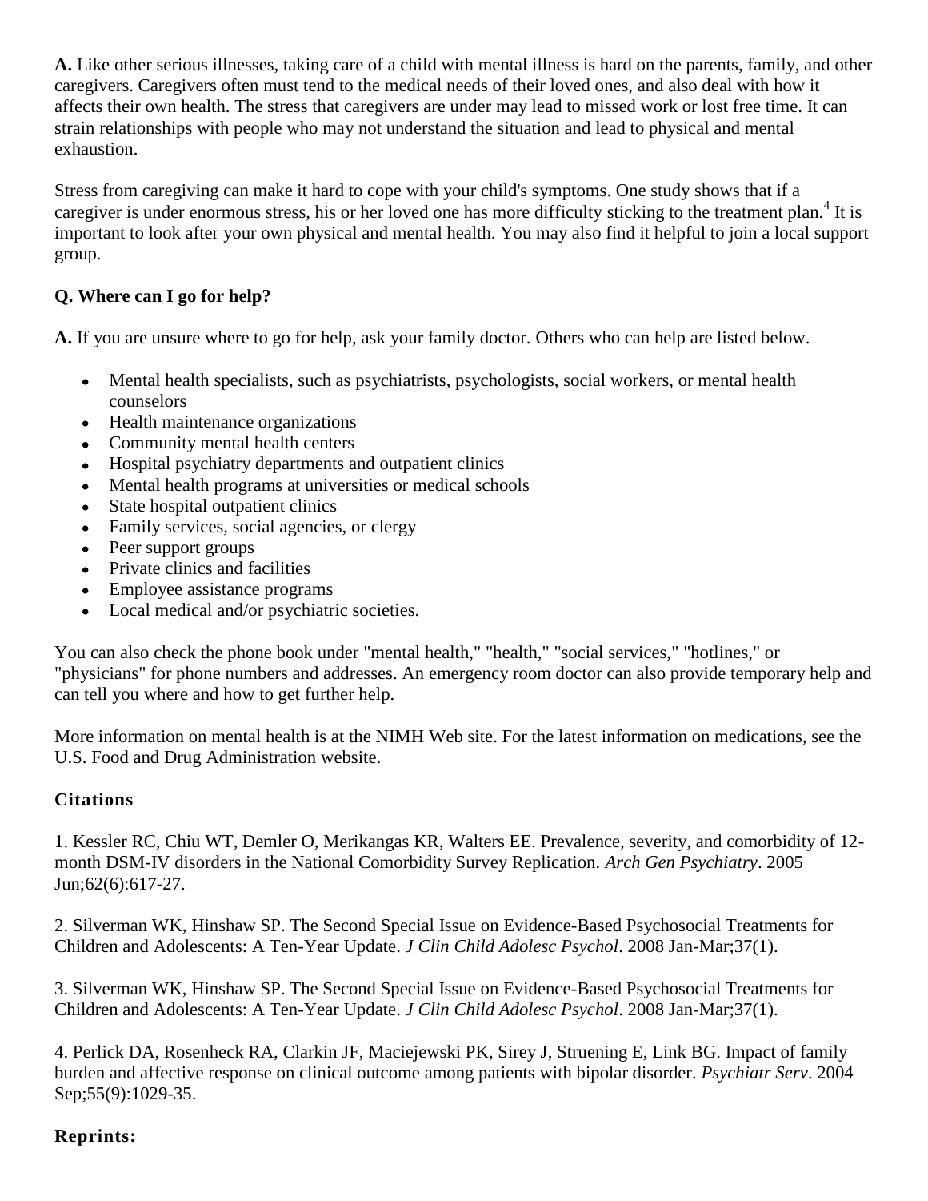**A.** Like other serious illnesses, taking care of a child with mental illness is hard on the parents, family, and other caregivers. Caregivers often must tend to the medical needs of their loved ones, and also deal with how it affects their own health. The stress that caregivers are under may lead to missed work or lost free time. It can strain relationships with people who may not understand the situation and lead to physical and mental exhaustion.

Stress from caregiving can make it hard to cope with your child's symptoms. One study shows that if a caregiver is under enormous stress, his or her loved one has more difficulty sticking to the treatment plan.[4] It is important to look after your own physical and mental health. You may also find it helpful to join a local support group.

**Q. Where can I go for help?**

**A.** If you are unsure where to go for help, ask your family doctor. Others who can help are listed below.

- Mental health specialists, such as psychiatrists, psychologists, social workers, or mental health counselors
- Health maintenance organizations
- Community mental health centers
- Hospital psychiatry departments and outpatient clinics
- Mental health programs at universities or medical schools
- State hospital outpatient clinics
- Family services, social agencies, or clergy
- Peer support groups
- Private clinics and facilities
- Employee assistance programs
- Local medical and/or psychiatric societies.

You can also check the phone book under "mental health," "health," "social services," "hotlines," or "physicians" for phone numbers and addresses. An emergency room doctor can also provide temporary help and can tell you where and how to get further help.

More information on mental health is at the NIMH Web site. For the latest information on medications, see the U.S. Food and Drug Administration website.

### Citations

1. Kessler RC, Chiu WT, Demler O, Merikangas KR, Walters EE. Prevalence, severity, and comorbidity of 12-month DSM-IV disorders in the National Comorbidity Survey Replication. *Arch Gen Psychiatry*. 2005 Jun;62(6):617-27.

2. Silverman WK, Hinshaw SP. The Second Special Issue on Evidence-Based Psychosocial Treatments for Children and Adolescents: A Ten-Year Update. *J Clin Child Adolesc Psychol*. 2008 Jan-Mar;37(1).

3. Silverman WK, Hinshaw SP. The Second Special Issue on Evidence-Based Psychosocial Treatments for Children and Adolescents: A Ten-Year Update. *J Clin Child Adolesc Psychol*. 2008 Jan-Mar;37(1).

4. Perlick DA, Rosenheck RA, Clarkin JF, Maciejewski PK, Sirey J, Struening E, Link BG. Impact of family burden and affective response on clinical outcome among patients with bipolar disorder. *Psychiatr Serv*. 2004 Sep;55(9):1029-35.

### Reprints: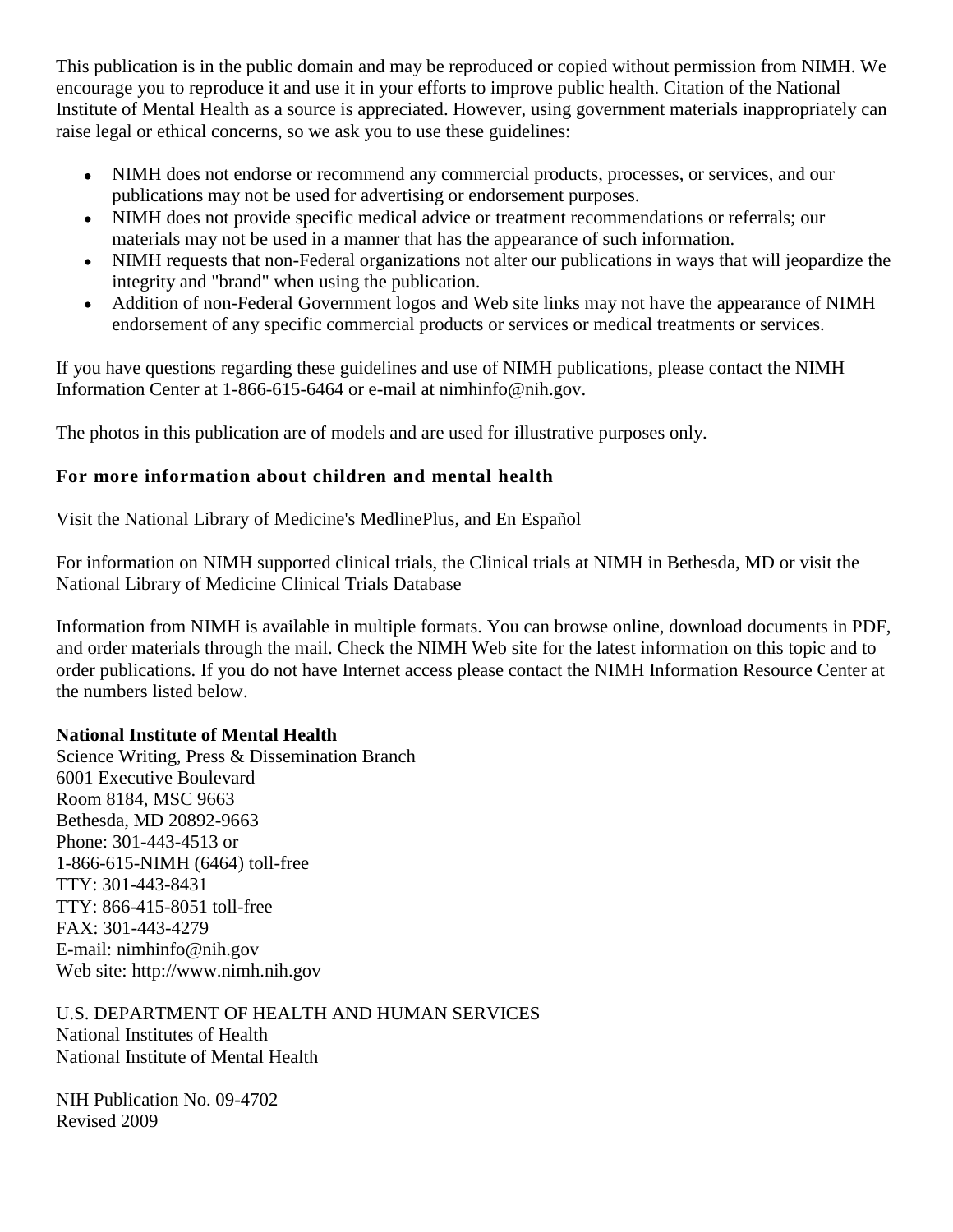This publication is in the public domain and may be reproduced or copied without permission from NIMH. We encourage you to reproduce it and use it in your efforts to improve public health. Citation of the National Institute of Mental Health as a source is appreciated. However, using government materials inappropriately can raise legal or ethical concerns, so we ask you to use these guidelines:

- NIMH does not endorse or recommend any commercial products, processes, or services, and our publications may not be used for advertising or endorsement purposes.
- NIMH does not provide specific medical advice or treatment recommendations or referrals; our materials may not be used in a manner that has the appearance of such information.
- NIMH requests that non-Federal organizations not alter our publications in ways that will jeopardize the integrity and "brand" when using the publication.
- Addition of non-Federal Government logos and Web site links may not have the appearance of NIMH endorsement of any specific commercial products or services or medical treatments or services.

If you have questions regarding these guidelines and use of NIMH publications, please contact the NIMH Information Center at 1-866-615-6464 or e-mail at nimhinfo@nih.gov.

The photos in this publication are of models and are used for illustrative purposes only.

### For more information about children and mental health

Visit the National Library of Medicine's MedlinePlus, and En Español

For information on NIMH supported clinical trials, the Clinical trials at NIMH in Bethesda, MD or visit the National Library of Medicine Clinical Trials Database

Information from NIMH is available in multiple formats. You can browse online, download documents in PDF, and order materials through the mail. Check the NIMH Web site for the latest information on this topic and to order publications. If you do not have Internet access please contact the NIMH Information Resource Center at the numbers listed below.

**National Institute of Mental Health**
Science Writing, Press & Dissemination Branch
6001 Executive Boulevard
Room 8184, MSC 9663
Bethesda, MD 20892-9663
Phone: 301-443-4513 or
1-866-615-NIMH (6464) toll-free
TTY: 301-443-8431
TTY: 866-415-8051 toll-free
FAX: 301-443-4279
E-mail: nimhinfo@nih.gov
Web site: http://www.nimh.nih.gov

U.S. DEPARTMENT OF HEALTH AND HUMAN SERVICES
National Institutes of Health
National Institute of Mental Health

NIH Publication No. 09-4702
Revised 2009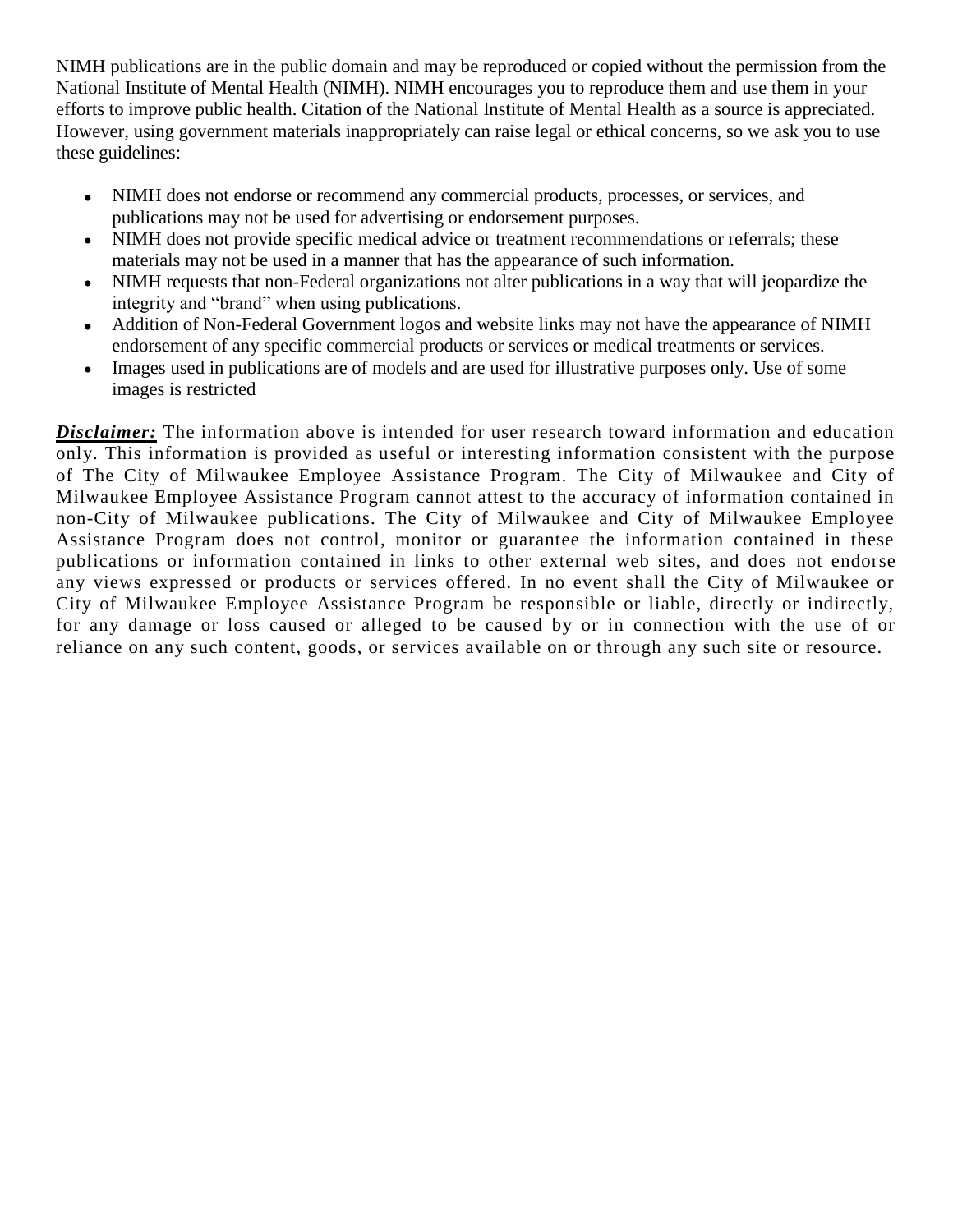NIMH publications are in the public domain and may be reproduced or copied without the permission from the National Institute of Mental Health (NIMH). NIMH encourages you to reproduce them and use them in your efforts to improve public health. Citation of the National Institute of Mental Health as a source is appreciated. However, using government materials inappropriately can raise legal or ethical concerns, so we ask you to use these guidelines:

- NIMH does not endorse or recommend any commercial products, processes, or services, and publications may not be used for advertising or endorsement purposes.
- NIMH does not provide specific medical advice or treatment recommendations or referrals; these materials may not be used in a manner that has the appearance of such information.
- NIMH requests that non-Federal organizations not alter publications in a way that will jeopardize the integrity and "brand" when using publications.
- Addition of Non-Federal Government logos and website links may not have the appearance of NIMH endorsement of any specific commercial products or services or medical treatments or services.
- Images used in publications are of models and are used for illustrative purposes only. Use of some images is restricted

***Disclaimer:*** The information above is intended for user research toward information and education only. This information is provided as useful or interesting information consistent with the purpose of The City of Milwaukee Employee Assistance Program. The City of Milwaukee and City of Milwaukee Employee Assistance Program cannot attest to the accuracy of information contained in non-City of Milwaukee publications. The City of Milwaukee and City of Milwaukee Employee Assistance Program does not control, monitor or guarantee the information contained in these publications or information contained in links to other external web sites, and does not endorse any views expressed or products or services offered. In no event shall the City of Milwaukee or City of Milwaukee Employee Assistance Program be responsible or liable, directly or indirectly, for any damage or loss caused or alleged to be caused by or in connection with the use of or reliance on any such content, goods, or services available on or through any such site or resource.